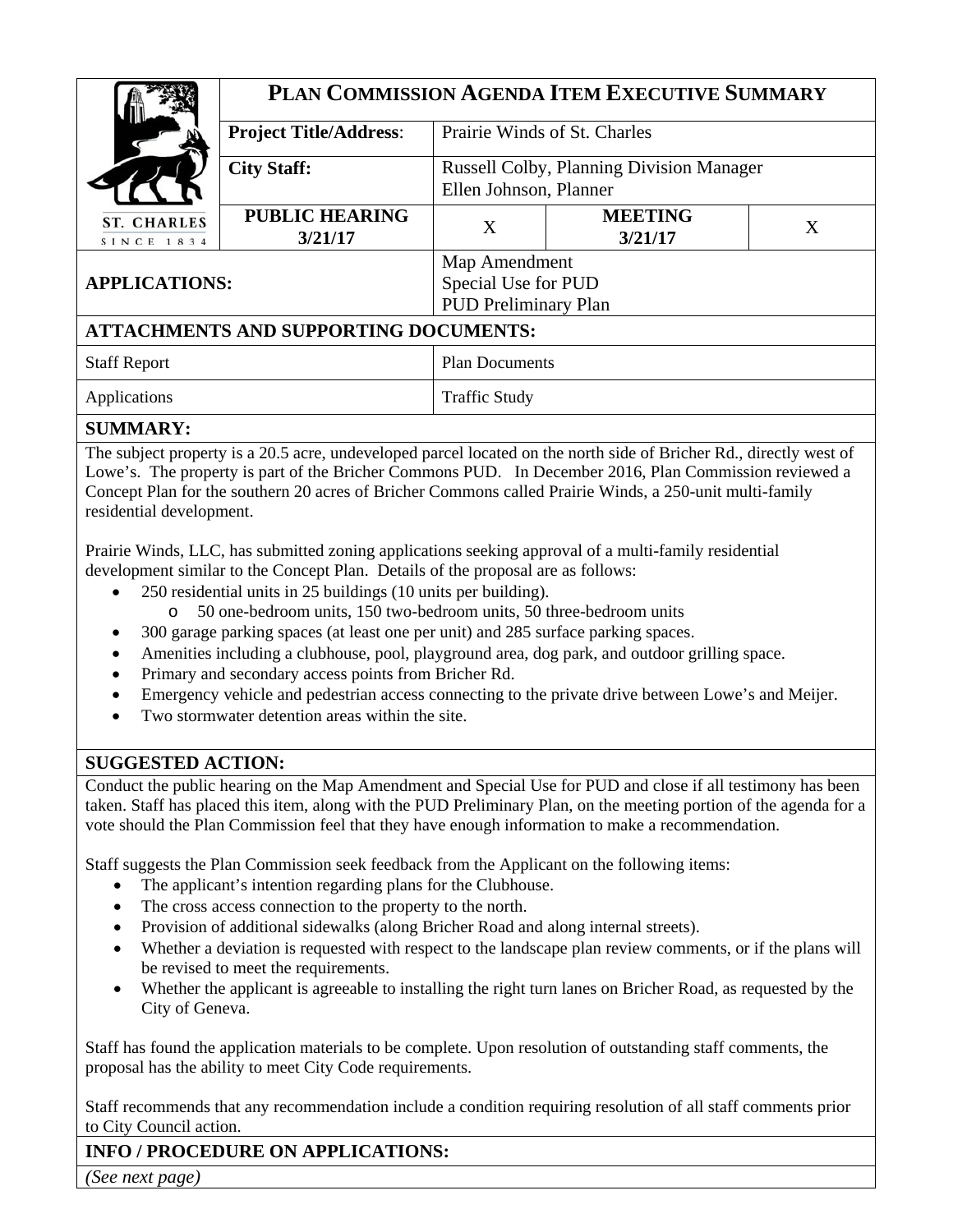# PLAN COMMISSION AGENDA ITEM EXECUTIVE SUMMARY

ST. CHARLES
SINCE 1834

| | |
|---|---|
| **Project Title/Address:** | Prairie Winds of St. Charles |
| **City Staff:** | Russell Colby, Planning Division Manager<br>Ellen Johnson, Planner |

| **PUBLIC HEARING 3/21/17** | X | **MEETING 3/21/17** | X |
|---|---|---|---|

| | |
|---|---|
| **APPLICATIONS:** | Map Amendment<br>Special Use for PUD<br>PUD Preliminary Plan |

## ATTACHMENTS AND SUPPORTING DOCUMENTS:

| | |
|---|---|
| Staff Report | Plan Documents |
| Applications | Traffic Study |

## SUMMARY:

The subject property is a 20.5 acre, undeveloped parcel located on the north side of Bricher Rd., directly west of Lowe's. The property is part of the Bricher Commons PUD. In December 2016, Plan Commission reviewed a Concept Plan for the southern 20 acres of Bricher Commons called Prairie Winds, a 250-unit multi-family residential development.

Prairie Winds, LLC, has submitted zoning applications seeking approval of a multi-family residential development similar to the Concept Plan. Details of the proposal are as follows:

- 250 residential units in 25 buildings (10 units per building).
  - 50 one-bedroom units, 150 two-bedroom units, 50 three-bedroom units
- 300 garage parking spaces (at least one per unit) and 285 surface parking spaces.
- Amenities including a clubhouse, pool, playground area, dog park, and outdoor grilling space.
- Primary and secondary access points from Bricher Rd.
- Emergency vehicle and pedestrian access connecting to the private drive between Lowe's and Meijer.
- Two stormwater detention areas within the site.

## SUGGESTED ACTION:

Conduct the public hearing on the Map Amendment and Special Use for PUD and close if all testimony has been taken. Staff has placed this item, along with the PUD Preliminary Plan, on the meeting portion of the agenda for a vote should the Plan Commission feel that they have enough information to make a recommendation.

Staff suggests the Plan Commission seek feedback from the Applicant on the following items:

- The applicant's intention regarding plans for the Clubhouse.
- The cross access connection to the property to the north.
- Provision of additional sidewalks (along Bricher Road and along internal streets).
- Whether a deviation is requested with respect to the landscape plan review comments, or if the plans will be revised to meet the requirements.
- Whether the applicant is agreeable to installing the right turn lanes on Bricher Road, as requested by the City of Geneva.

Staff has found the application materials to be complete. Upon resolution of outstanding staff comments, the proposal has the ability to meet City Code requirements.

Staff recommends that any recommendation include a condition requiring resolution of all staff comments prior to City Council action.

## INFO / PROCEDURE ON APPLICATIONS:

*(See next page)*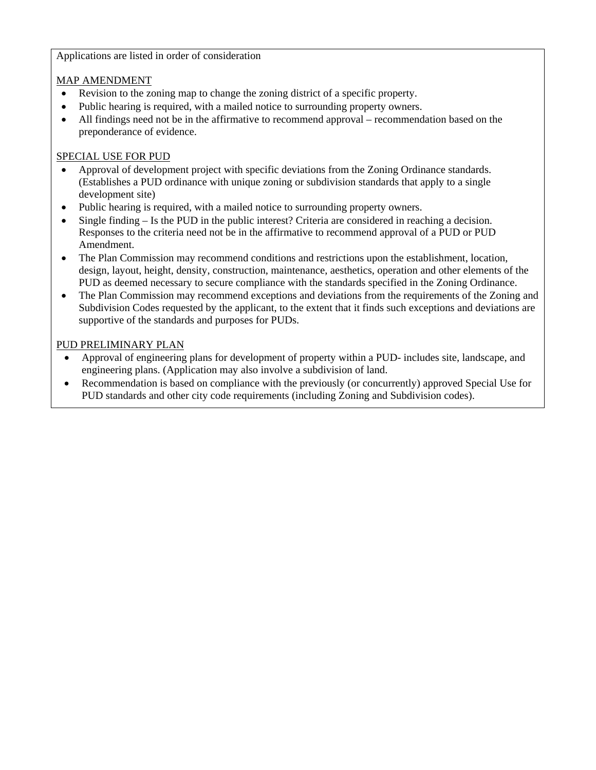Applications are listed in order of consideration

MAP AMENDMENT

- Revision to the zoning map to change the zoning district of a specific property.
- Public hearing is required, with a mailed notice to surrounding property owners.
- All findings need not be in the affirmative to recommend approval – recommendation based on the preponderance of evidence.

SPECIAL USE FOR PUD

- Approval of development project with specific deviations from the Zoning Ordinance standards. (Establishes a PUD ordinance with unique zoning or subdivision standards that apply to a single development site)
- Public hearing is required, with a mailed notice to surrounding property owners.
- Single finding – Is the PUD in the public interest? Criteria are considered in reaching a decision. Responses to the criteria need not be in the affirmative to recommend approval of a PUD or PUD Amendment.
- The Plan Commission may recommend conditions and restrictions upon the establishment, location, design, layout, height, density, construction, maintenance, aesthetics, operation and other elements of the PUD as deemed necessary to secure compliance with the standards specified in the Zoning Ordinance.
- The Plan Commission may recommend exceptions and deviations from the requirements of the Zoning and Subdivision Codes requested by the applicant, to the extent that it finds such exceptions and deviations are supportive of the standards and purposes for PUDs.

PUD PRELIMINARY PLAN

- Approval of engineering plans for development of property within a PUD- includes site, landscape, and engineering plans. (Application may also involve a subdivision of land.
- Recommendation is based on compliance with the previously (or concurrently) approved Special Use for PUD standards and other city code requirements (including Zoning and Subdivision codes).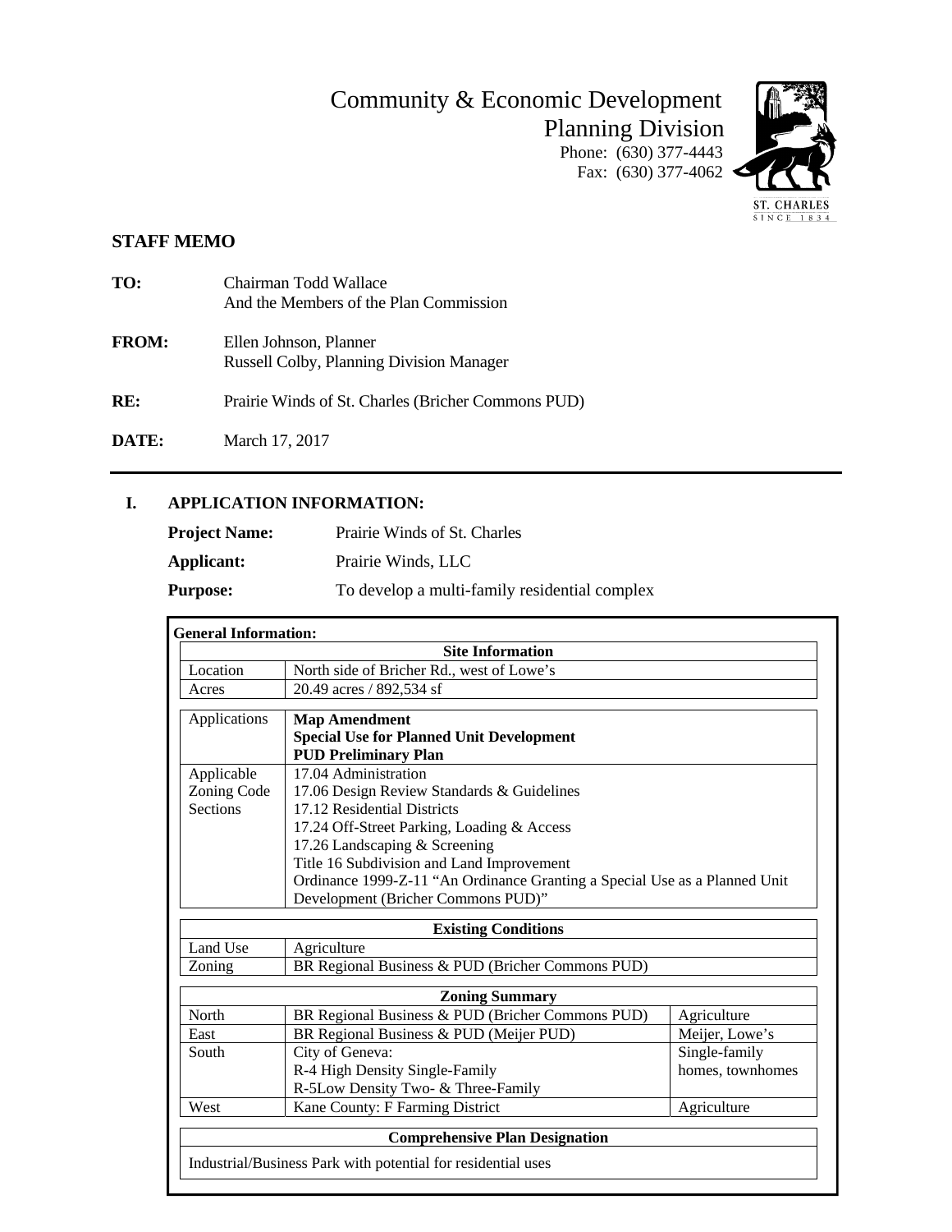Community & Economic Development
Planning Division
Phone: (630) 377-4443
Fax: (630) 377-4062

ST. CHARLES
SINCE 1834

## STAFF MEMO

**TO:** Chairman Todd Wallace
And the Members of the Plan Commission

**FROM:** Ellen Johnson, Planner
Russell Colby, Planning Division Manager

**RE:** Prairie Winds of St. Charles (Bricher Commons PUD)

**DATE:** March 17, 2017

## I. APPLICATION INFORMATION:

**Project Name:** Prairie Winds of St. Charles

**Applicant:** Prairie Winds, LLC

**Purpose:** To develop a multi-family residential complex

**General Information:**

| Site Information | |
|---|---|
| Location | North side of Bricher Rd., west of Lowe's |
| Acres | 20.49 acres / 892,534 sf |

| | |
|---|---|
| Applications | **Map Amendment**<br>**Special Use for Planned Unit Development**<br>**PUD Preliminary Plan** |
| Applicable Zoning Code Sections | 17.04 Administration<br>17.06 Design Review Standards & Guidelines<br>17.12 Residential Districts<br>17.24 Off-Street Parking, Loading & Access<br>17.26 Landscaping & Screening<br>Title 16 Subdivision and Land Improvement<br>Ordinance 1999-Z-11 "An Ordinance Granting a Special Use as a Planned Unit Development (Bricher Commons PUD)" |

| Existing Conditions | |
|---|---|
| Land Use | Agriculture |
| Zoning | BR Regional Business & PUD (Bricher Commons PUD) |

| Zoning Summary | | |
|---|---|---|
| North | BR Regional Business & PUD (Bricher Commons PUD) | Agriculture |
| East | BR Regional Business & PUD (Meijer PUD) | Meijer, Lowe's |
| South | City of Geneva:<br>R-4 High Density Single-Family<br>R-5Low Density Two- & Three-Family | Single-family homes, townhomes |
| West | Kane County: F Farming District | Agriculture |

| Comprehensive Plan Designation |
|---|
| Industrial/Business Park with potential for residential uses |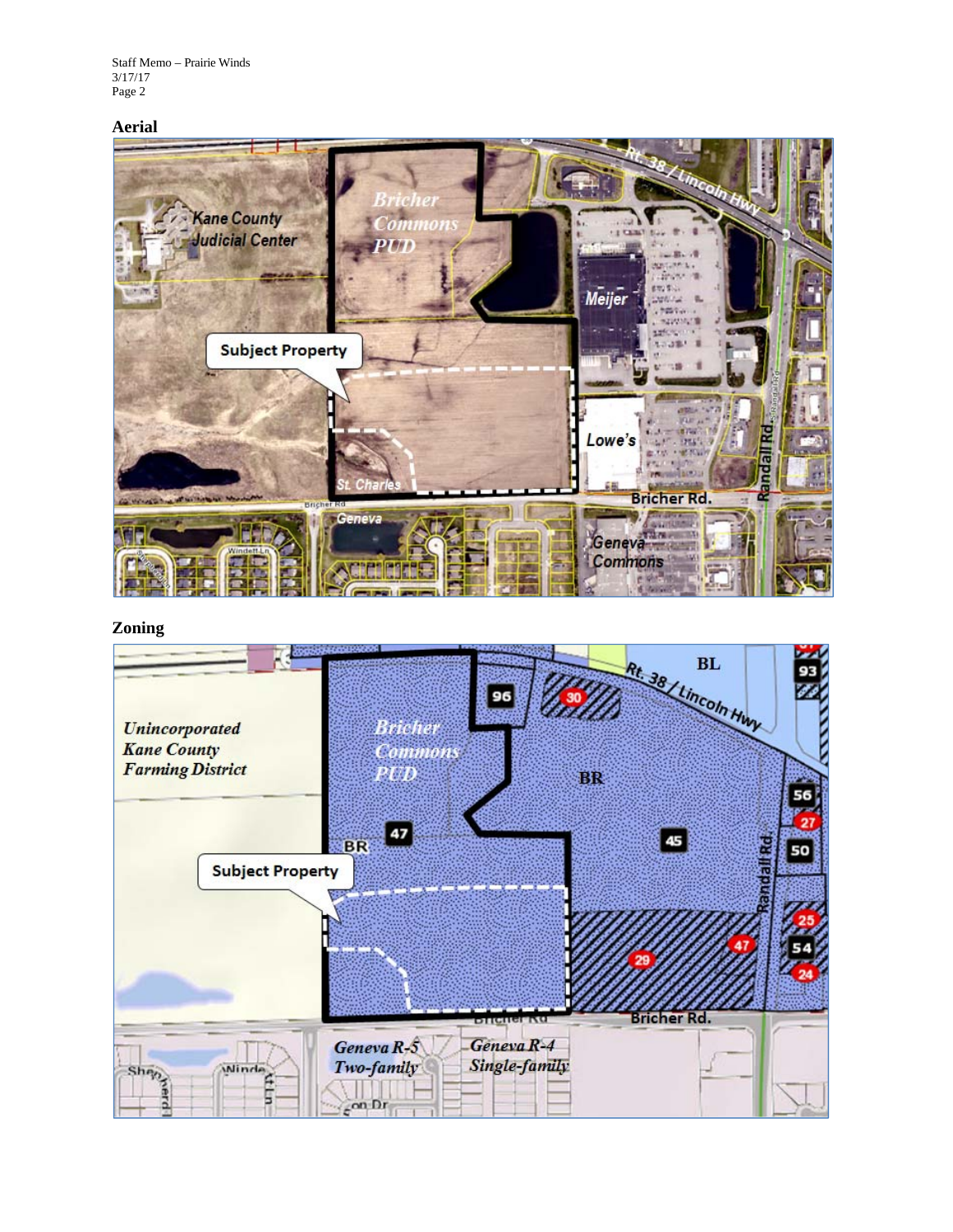## Aerial

Bricher Commons PUD

Kane County Judicial Center

Meijer

Subject Property

Lowe's

St. Charles

Geneva

Bricher Rd.

Randall Rd

Geneva Commons

Rt. 38 / Lincoln Hwy

## Zoning

Unincorporated Kane County Farming District

Bricher Commons PUD

BR

BL

Subject Property

Rt. 38 / Lincoln Hwy

Randall Rd.

Bricher Rd.

Geneva R-5 Two-family

Geneva R-4 Single-family

96 30 47 45 93 56 27 50 25 54 24 29 47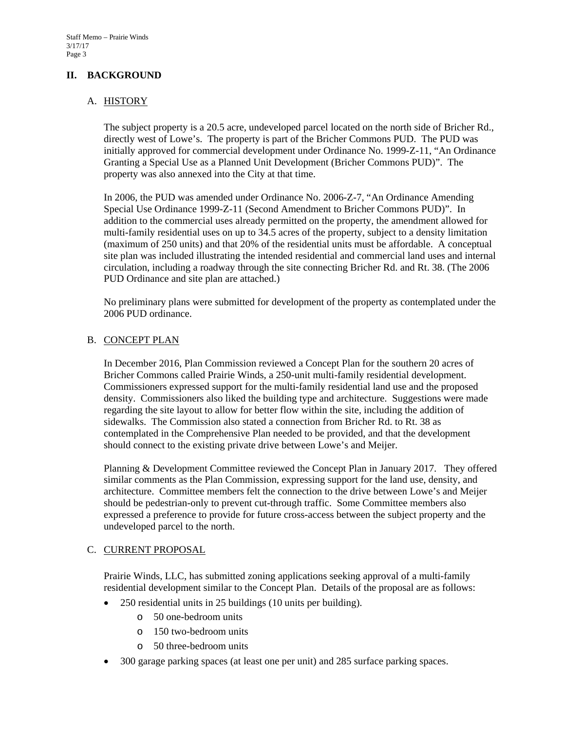## II. BACKGROUND

### A. HISTORY

The subject property is a 20.5 acre, undeveloped parcel located on the north side of Bricher Rd., directly west of Lowe's. The property is part of the Bricher Commons PUD. The PUD was initially approved for commercial development under Ordinance No. 1999-Z-11, "An Ordinance Granting a Special Use as a Planned Unit Development (Bricher Commons PUD)". The property was also annexed into the City at that time.

In 2006, the PUD was amended under Ordinance No. 2006-Z-7, "An Ordinance Amending Special Use Ordinance 1999-Z-11 (Second Amendment to Bricher Commons PUD)". In addition to the commercial uses already permitted on the property, the amendment allowed for multi-family residential uses on up to 34.5 acres of the property, subject to a density limitation (maximum of 250 units) and that 20% of the residential units must be affordable. A conceptual site plan was included illustrating the intended residential and commercial land uses and internal circulation, including a roadway through the site connecting Bricher Rd. and Rt. 38. (The 2006 PUD Ordinance and site plan are attached.)

No preliminary plans were submitted for development of the property as contemplated under the 2006 PUD ordinance.

### B. CONCEPT PLAN

In December 2016, Plan Commission reviewed a Concept Plan for the southern 20 acres of Bricher Commons called Prairie Winds, a 250-unit multi-family residential development. Commissioners expressed support for the multi-family residential land use and the proposed density. Commissioners also liked the building type and architecture. Suggestions were made regarding the site layout to allow for better flow within the site, including the addition of sidewalks. The Commission also stated a connection from Bricher Rd. to Rt. 38 as contemplated in the Comprehensive Plan needed to be provided, and that the development should connect to the existing private drive between Lowe's and Meijer.

Planning & Development Committee reviewed the Concept Plan in January 2017. They offered similar comments as the Plan Commission, expressing support for the land use, density, and architecture. Committee members felt the connection to the drive between Lowe's and Meijer should be pedestrian-only to prevent cut-through traffic. Some Committee members also expressed a preference to provide for future cross-access between the subject property and the undeveloped parcel to the north.

### C. CURRENT PROPOSAL

Prairie Winds, LLC, has submitted zoning applications seeking approval of a multi-family residential development similar to the Concept Plan. Details of the proposal are as follows:

- 250 residential units in 25 buildings (10 units per building).
  - 50 one-bedroom units
  - 150 two-bedroom units
  - 50 three-bedroom units
- 300 garage parking spaces (at least one per unit) and 285 surface parking spaces.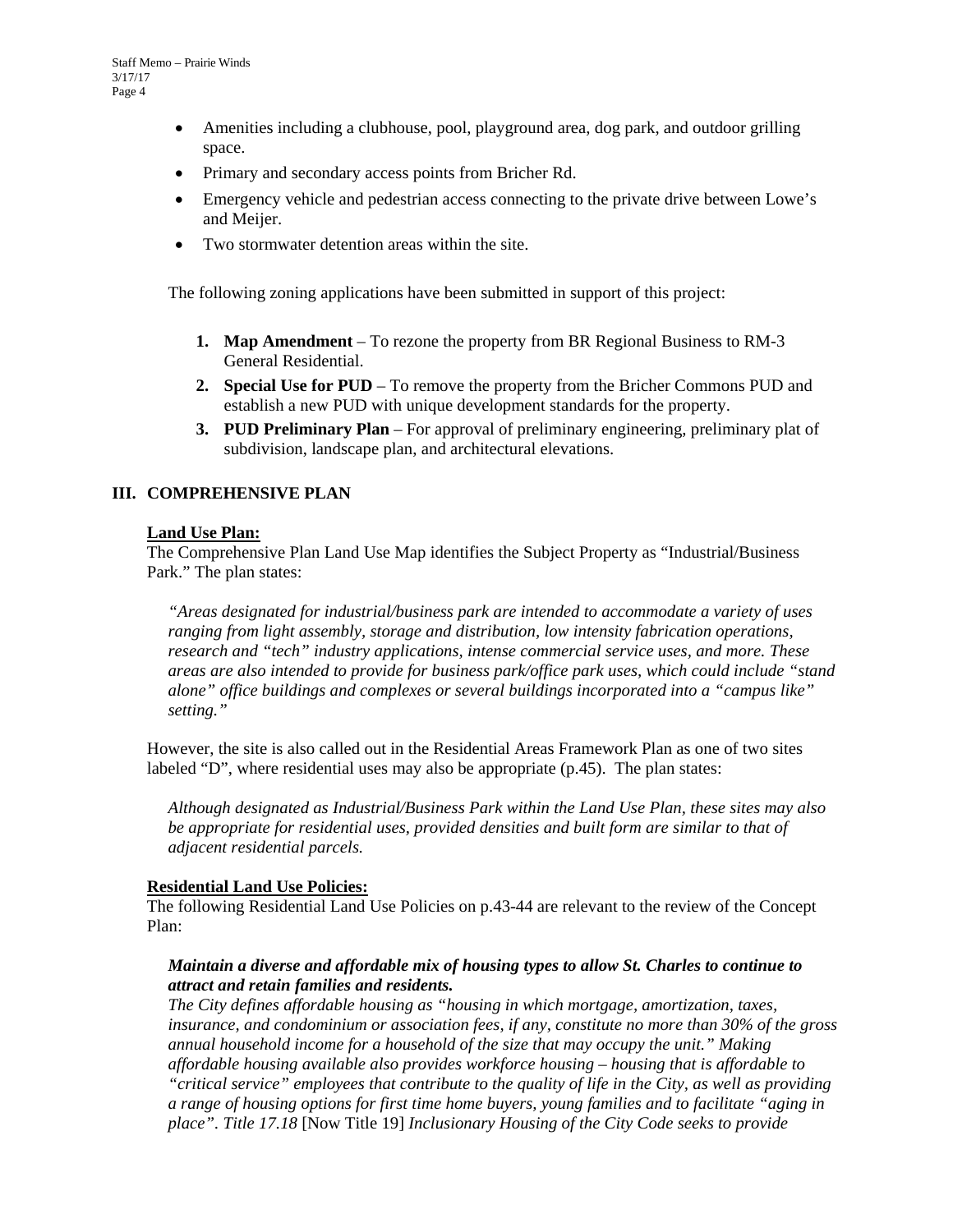- Amenities including a clubhouse, pool, playground area, dog park, and outdoor grilling space.
- Primary and secondary access points from Bricher Rd.
- Emergency vehicle and pedestrian access connecting to the private drive between Lowe's and Meijer.
- Two stormwater detention areas within the site.

The following zoning applications have been submitted in support of this project:

1. **Map Amendment** – To rezone the property from BR Regional Business to RM-3 General Residential.
2. **Special Use for PUD** – To remove the property from the Bricher Commons PUD and establish a new PUD with unique development standards for the property.
3. **PUD Preliminary Plan** – For approval of preliminary engineering, preliminary plat of subdivision, landscape plan, and architectural elevations.

## III. COMPREHENSIVE PLAN

**Land Use Plan:**

The Comprehensive Plan Land Use Map identifies the Subject Property as "Industrial/Business Park." The plan states:

*"Areas designated for industrial/business park are intended to accommodate a variety of uses ranging from light assembly, storage and distribution, low intensity fabrication operations, research and "tech" industry applications, intense commercial service uses, and more. These areas are also intended to provide for business park/office park uses, which could include "stand alone" office buildings and complexes or several buildings incorporated into a "campus like" setting."*

However, the site is also called out in the Residential Areas Framework Plan as one of two sites labeled "D", where residential uses may also be appropriate (p.45). The plan states:

*Although designated as Industrial/Business Park within the Land Use Plan, these sites may also be appropriate for residential uses, provided densities and built form are similar to that of adjacent residential parcels.*

**Residential Land Use Policies:**

The following Residential Land Use Policies on p.43-44 are relevant to the review of the Concept Plan:

***Maintain a diverse and affordable mix of housing types to allow St. Charles to continue to attract and retain families and residents.***

*The City defines affordable housing as "housing in which mortgage, amortization, taxes, insurance, and condominium or association fees, if any, constitute no more than 30% of the gross annual household income for a household of the size that may occupy the unit." Making affordable housing available also provides workforce housing – housing that is affordable to "critical service" employees that contribute to the quality of life in the City, as well as providing a range of housing options for first time home buyers, young families and to facilitate "aging in place". Title 17.18* [Now Title 19] *Inclusionary Housing of the City Code seeks to provide*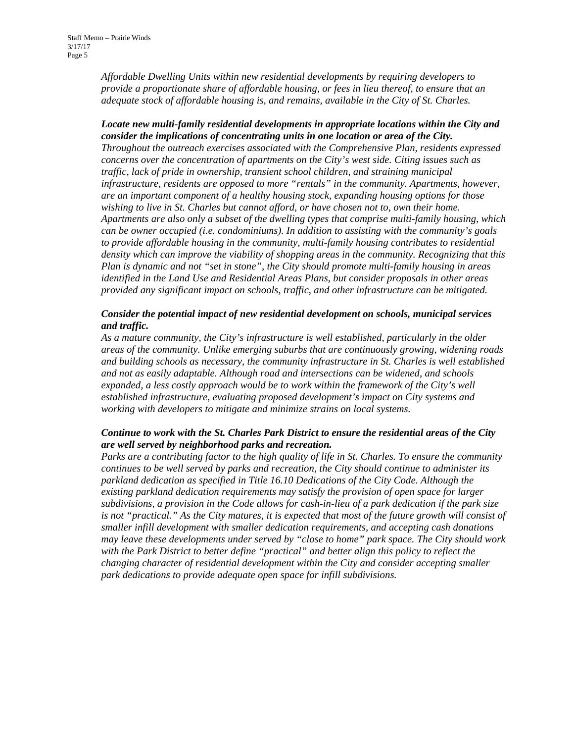*Affordable Dwelling Units within new residential developments by requiring developers to provide a proportionate share of affordable housing, or fees in lieu thereof, to ensure that an adequate stock of affordable housing is, and remains, available in the City of St. Charles.*

***Locate new multi-family residential developments in appropriate locations within the City and consider the implications of concentrating units in one location or area of the City.***
*Throughout the outreach exercises associated with the Comprehensive Plan, residents expressed concerns over the concentration of apartments on the City's west side. Citing issues such as traffic, lack of pride in ownership, transient school children, and straining municipal infrastructure, residents are opposed to more "rentals" in the community. Apartments, however, are an important component of a healthy housing stock, expanding housing options for those wishing to live in St. Charles but cannot afford, or have chosen not to, own their home. Apartments are also only a subset of the dwelling types that comprise multi-family housing, which can be owner occupied (i.e. condominiums). In addition to assisting with the community's goals to provide affordable housing in the community, multi-family housing contributes to residential density which can improve the viability of shopping areas in the community. Recognizing that this Plan is dynamic and not "set in stone", the City should promote multi-family housing in areas identified in the Land Use and Residential Areas Plans, but consider proposals in other areas provided any significant impact on schools, traffic, and other infrastructure can be mitigated.*

***Consider the potential impact of new residential development on schools, municipal services and traffic.***
*As a mature community, the City's infrastructure is well established, particularly in the older areas of the community. Unlike emerging suburbs that are continuously growing, widening roads and building schools as necessary, the community infrastructure in St. Charles is well established and not as easily adaptable. Although road and intersections can be widened, and schools expanded, a less costly approach would be to work within the framework of the City's well established infrastructure, evaluating proposed development's impact on City systems and working with developers to mitigate and minimize strains on local systems.*

***Continue to work with the St. Charles Park District to ensure the residential areas of the City are well served by neighborhood parks and recreation.***
*Parks are a contributing factor to the high quality of life in St. Charles. To ensure the community continues to be well served by parks and recreation, the City should continue to administer its parkland dedication as specified in Title 16.10 Dedications of the City Code. Although the existing parkland dedication requirements may satisfy the provision of open space for larger subdivisions, a provision in the Code allows for cash-in-lieu of a park dedication if the park size is not "practical." As the City matures, it is expected that most of the future growth will consist of smaller infill development with smaller dedication requirements, and accepting cash donations may leave these developments under served by "close to home" park space. The City should work with the Park District to better define "practical" and better align this policy to reflect the changing character of residential development within the City and consider accepting smaller park dedications to provide adequate open space for infill subdivisions.*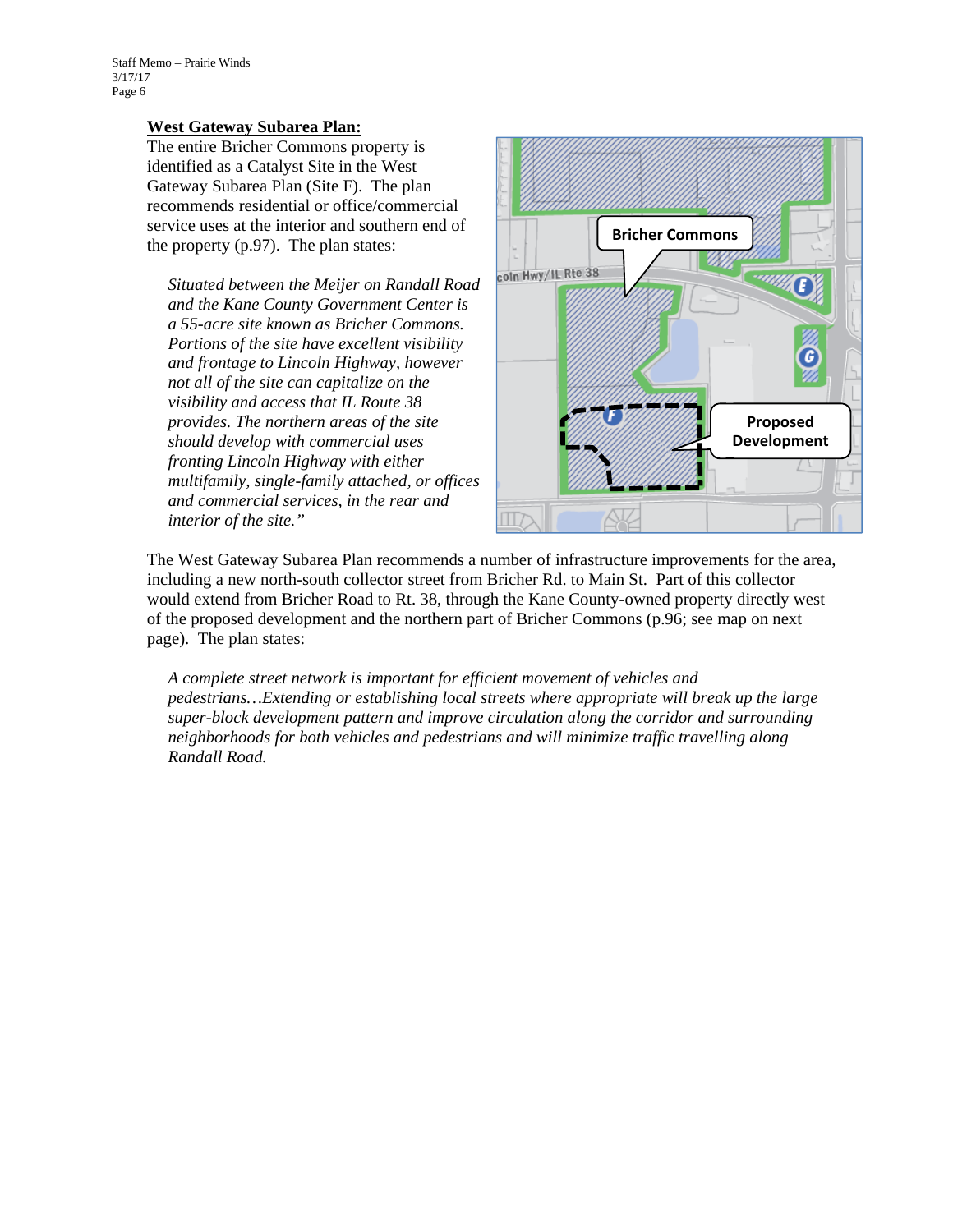**West Gateway Subarea Plan:**

The entire Bricher Commons property is identified as a Catalyst Site in the West Gateway Subarea Plan (Site F). The plan recommends residential or office/commercial service uses at the interior and southern end of the property (p.97). The plan states:

> *Situated between the Meijer on Randall Road and the Kane County Government Center is a 55-acre site known as Bricher Commons. Portions of the site have excellent visibility and frontage to Lincoln Highway, however not all of the site can capitalize on the visibility and access that IL Route 38 provides. The northern areas of the site should develop with commercial uses fronting Lincoln Highway with either multifamily, single-family attached, or offices and commercial services, in the rear and interior of the site."*

The West Gateway Subarea Plan recommends a number of infrastructure improvements for the area, including a new north-south collector street from Bricher Rd. to Main St. Part of this collector would extend from Bricher Road to Rt. 38, through the Kane County-owned property directly west of the proposed development and the northern part of Bricher Commons (p.96; see map on next page). The plan states:

> *A complete street network is important for efficient movement of vehicles and pedestrians…Extending or establishing local streets where appropriate will break up the large super-block development pattern and improve circulation along the corridor and surrounding neighborhoods for both vehicles and pedestrians and will minimize traffic travelling along Randall Road.*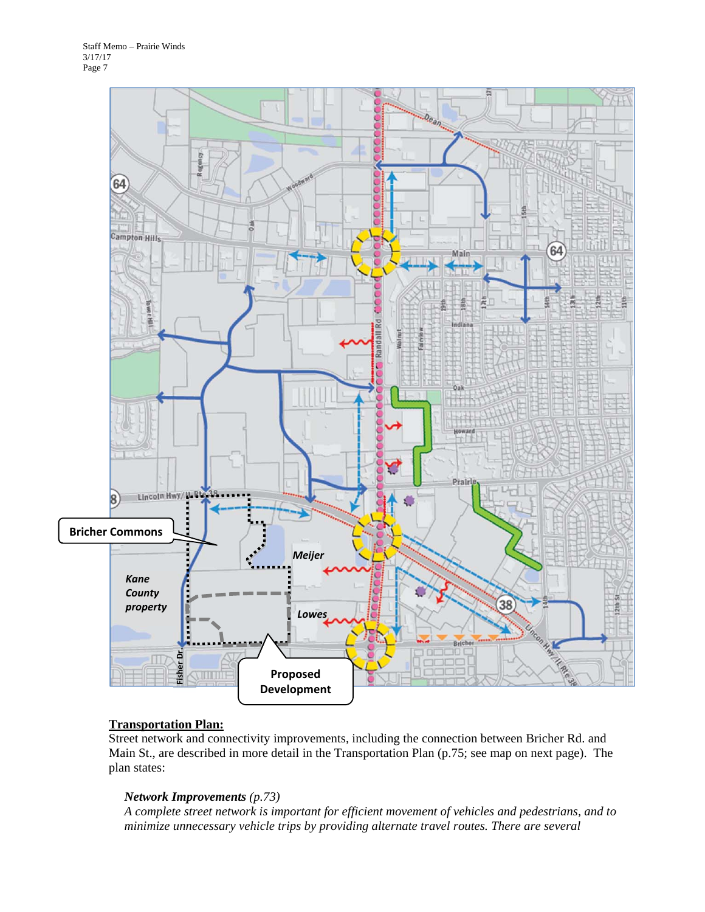**Transportation Plan:**
Street network and connectivity improvements, including the connection between Bricher Rd. and Main St., are described in more detail in the Transportation Plan (p.75; see map on next page). The plan states:

> ***Network Improvements*** *(p.73)*
> *A complete street network is important for efficient movement of vehicles and pedestrians, and to minimize unnecessary vehicle trips by providing alternate travel routes. There are several*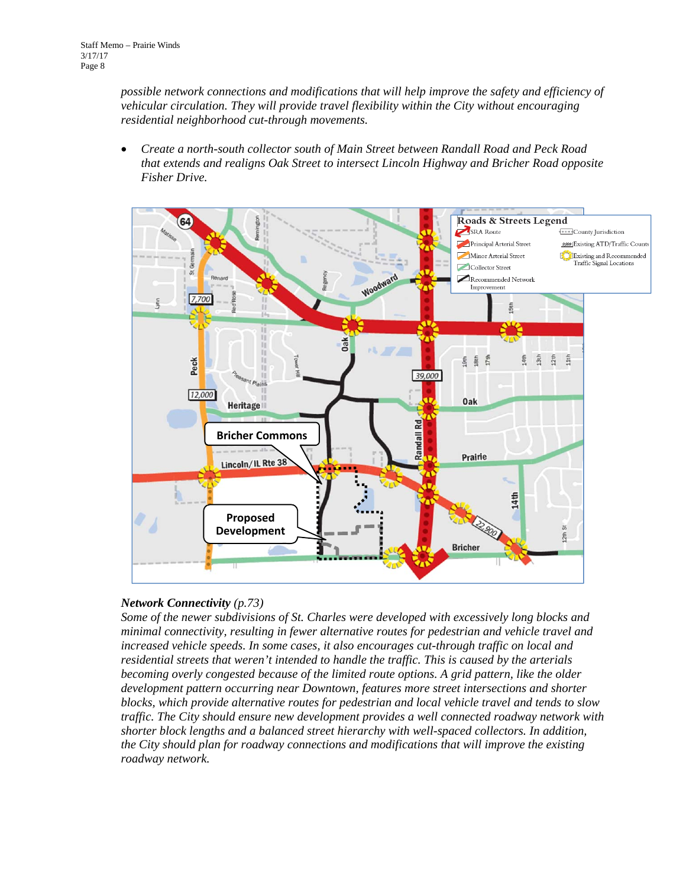*possible network connections and modifications that will help improve the safety and efficiency of vehicular circulation. They will provide travel flexibility within the City without encouraging residential neighborhood cut-through movements.*

- *Create a north-south collector south of Main Street between Randall Road and Peck Road that extends and realigns Oak Street to intersect Lincoln Highway and Bricher Road opposite Fisher Drive.*

***Network Connectivity** (p.73)*

*Some of the newer subdivisions of St. Charles were developed with excessively long blocks and minimal connectivity, resulting in fewer alternative routes for pedestrian and vehicle travel and increased vehicle speeds. In some cases, it also encourages cut-through traffic on local and residential streets that weren't intended to handle the traffic. This is caused by the arterials becoming overly congested because of the limited route options. A grid pattern, like the older development pattern occurring near Downtown, features more street intersections and shorter blocks, which provide alternative routes for pedestrian and local vehicle travel and tends to slow traffic. The City should ensure new development provides a well connected roadway network with shorter block lengths and a balanced street hierarchy with well-spaced collectors. In addition, the City should plan for roadway connections and modifications that will improve the existing roadway network.*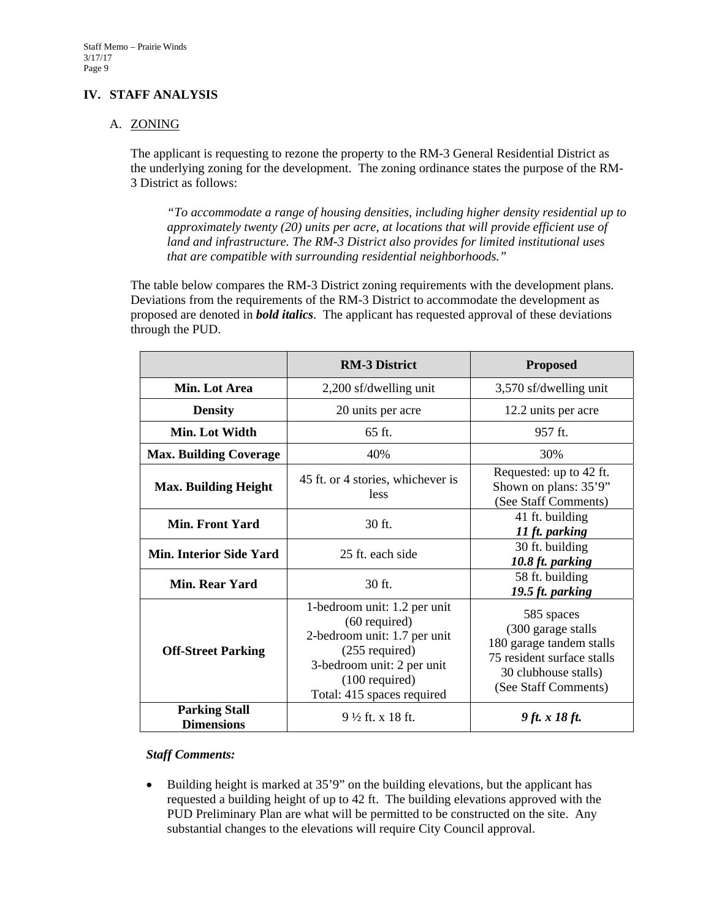## IV. STAFF ANALYSIS

### A. ZONING

The applicant is requesting to rezone the property to the RM-3 General Residential District as the underlying zoning for the development. The zoning ordinance states the purpose of the RM-3 District as follows:

> *"To accommodate a range of housing densities, including higher density residential up to approximately twenty (20) units per acre, at locations that will provide efficient use of land and infrastructure. The RM-3 District also provides for limited institutional uses that are compatible with surrounding residential neighborhoods."*

The table below compares the RM-3 District zoning requirements with the development plans. Deviations from the requirements of the RM-3 District to accommodate the development as proposed are denoted in ***bold italics***. The applicant has requested approval of these deviations through the PUD.

| | RM-3 District | Proposed |
|---|---|---|
| **Min. Lot Area** | 2,200 sf/dwelling unit | 3,570 sf/dwelling unit |
| **Density** | 20 units per acre | 12.2 units per acre |
| **Min. Lot Width** | 65 ft. | 957 ft. |
| **Max. Building Coverage** | 40% | 30% |
| **Max. Building Height** | 45 ft. or 4 stories, whichever is less | Requested: up to 42 ft.<br>Shown on plans: 35'9"<br>(See Staff Comments) |
| **Min. Front Yard** | 30 ft. | 41 ft. building<br>***11 ft. parking*** |
| **Min. Interior Side Yard** | 25 ft. each side | 30 ft. building<br>***10.8 ft. parking*** |
| **Min. Rear Yard** | 30 ft. | 58 ft. building<br>***19.5 ft. parking*** |
| **Off-Street Parking** | 1-bedroom unit: 1.2 per unit (60 required)<br>2-bedroom unit: 1.7 per unit (255 required)<br>3-bedroom unit: 2 per unit (100 required)<br>Total: 415 spaces required | 585 spaces<br>(300 garage stalls<br>180 garage tandem stalls<br>75 resident surface stalls<br>30 clubhouse stalls)<br>(See Staff Comments) |
| **Parking Stall Dimensions** | 9 ½ ft. x 18 ft. | ***9 ft. x 18 ft.*** |

***Staff Comments:***

- Building height is marked at 35'9" on the building elevations, but the applicant has requested a building height of up to 42 ft. The building elevations approved with the PUD Preliminary Plan are what will be permitted to be constructed on the site. Any substantial changes to the elevations will require City Council approval.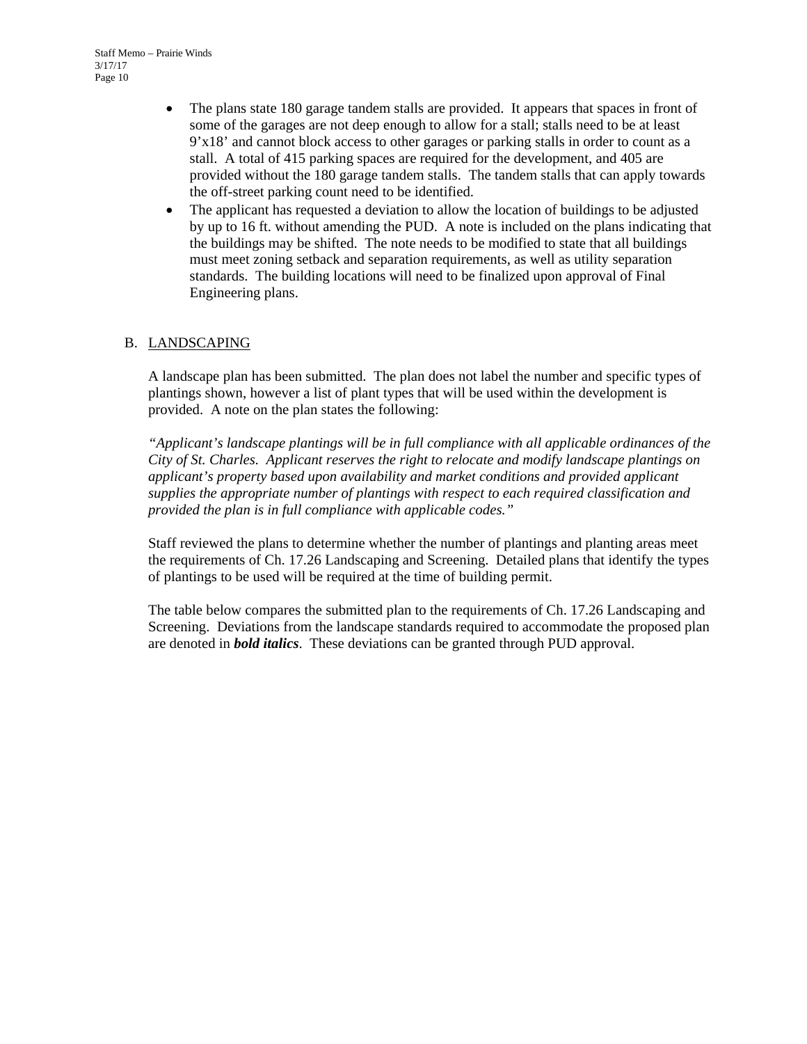- The plans state 180 garage tandem stalls are provided. It appears that spaces in front of some of the garages are not deep enough to allow for a stall; stalls need to be at least 9'x18' and cannot block access to other garages or parking stalls in order to count as a stall. A total of 415 parking spaces are required for the development, and 405 are provided without the 180 garage tandem stalls. The tandem stalls that can apply towards the off-street parking count need to be identified.
- The applicant has requested a deviation to allow the location of buildings to be adjusted by up to 16 ft. without amending the PUD. A note is included on the plans indicating that the buildings may be shifted. The note needs to be modified to state that all buildings must meet zoning setback and separation requirements, as well as utility separation standards. The building locations will need to be finalized upon approval of Final Engineering plans.

B. LANDSCAPING

A landscape plan has been submitted. The plan does not label the number and specific types of plantings shown, however a list of plant types that will be used within the development is provided. A note on the plan states the following:

*"Applicant's landscape plantings will be in full compliance with all applicable ordinances of the City of St. Charles. Applicant reserves the right to relocate and modify landscape plantings on applicant's property based upon availability and market conditions and provided applicant supplies the appropriate number of plantings with respect to each required classification and provided the plan is in full compliance with applicable codes."*

Staff reviewed the plans to determine whether the number of plantings and planting areas meet the requirements of Ch. 17.26 Landscaping and Screening. Detailed plans that identify the types of plantings to be used will be required at the time of building permit.

The table below compares the submitted plan to the requirements of Ch. 17.26 Landscaping and Screening. Deviations from the landscape standards required to accommodate the proposed plan are denoted in ***bold italics***. These deviations can be granted through PUD approval.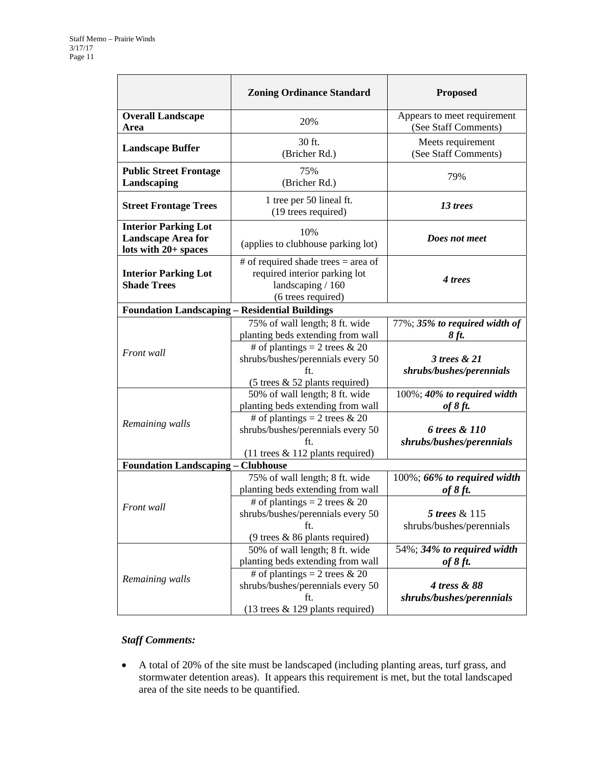| | Zoning Ordinance Standard | Proposed |
|---|---|---|
| **Overall Landscape Area** | 20% | Appears to meet requirement (See Staff Comments) |
| **Landscape Buffer** | 30 ft. (Bricher Rd.) | Meets requirement (See Staff Comments) |
| **Public Street Frontage Landscaping** | 75% (Bricher Rd.) | 79% |
| **Street Frontage Trees** | 1 tree per 50 lineal ft. (19 trees required) | ***13 trees*** |
| **Interior Parking Lot Landscape Area for lots with 20+ spaces** | 10% (applies to clubhouse parking lot) | ***Does not meet*** |
| **Interior Parking Lot Shade Trees** | # of required shade trees = area of required interior parking lot landscaping / 160 (6 trees required) | ***4 trees*** |
| **Foundation Landscaping – Residential Buildings** | | |
| *Front wall* | 75% of wall length; 8 ft. wide planting beds extending from wall | 77%; ***35% to required width of 8 ft.*** |
| | # of plantings = 2 trees & 20 shrubs/bushes/perennials every 50 ft. (5 trees & 52 plants required) | ***3 trees & 21 shrubs/bushes/perennials*** |
| *Remaining walls* | 50% of wall length; 8 ft. wide planting beds extending from wall | 100%; ***40% to required width of 8 ft.*** |
| | # of plantings = 2 trees & 20 shrubs/bushes/perennials every 50 ft. (11 trees & 112 plants required) | ***6 trees & 110 shrubs/bushes/perennials*** |
| **Foundation Landscaping – Clubhouse** | | |
| *Front wall* | 75% of wall length; 8 ft. wide planting beds extending from wall | 100%; ***66% to required width of 8 ft.*** |
| | # of plantings = 2 trees & 20 shrubs/bushes/perennials every 50 ft. (9 trees & 86 plants required) | ***5 trees*** & 115 shrubs/bushes/perennials |
| *Remaining walls* | 50% of wall length; 8 ft. wide planting beds extending from wall | 54%; ***34% to required width of 8 ft.*** |
| | # of plantings = 2 trees & 20 shrubs/bushes/perennials every 50 ft. (13 trees & 129 plants required) | ***4 tress & 88 shrubs/bushes/perennials*** |

***Staff Comments:***

- A total of 20% of the site must be landscaped (including planting areas, turf grass, and stormwater detention areas). It appears this requirement is met, but the total landscaped area of the site needs to be quantified.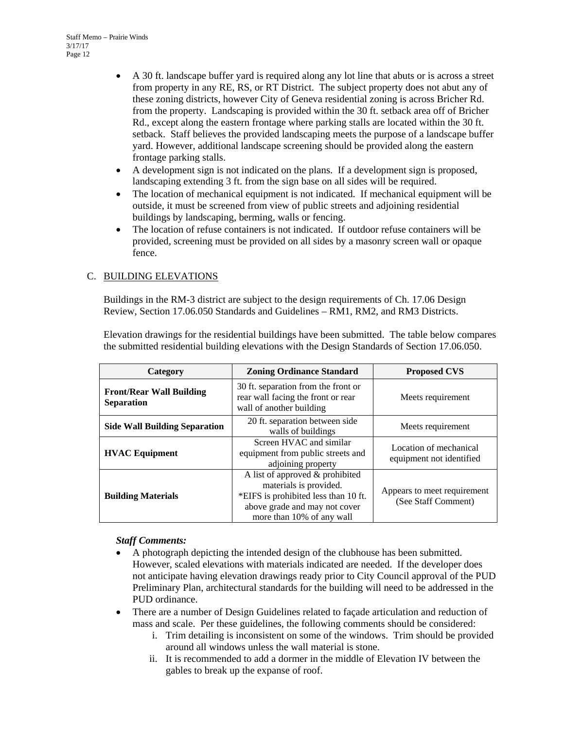- A 30 ft. landscape buffer yard is required along any lot line that abuts or is across a street from property in any RE, RS, or RT District. The subject property does not abut any of these zoning districts, however City of Geneva residential zoning is across Bricher Rd. from the property. Landscaping is provided within the 30 ft. setback area off of Bricher Rd., except along the eastern frontage where parking stalls are located within the 30 ft. setback. Staff believes the provided landscaping meets the purpose of a landscape buffer yard. However, additional landscape screening should be provided along the eastern frontage parking stalls.
- A development sign is not indicated on the plans. If a development sign is proposed, landscaping extending 3 ft. from the sign base on all sides will be required.
- The location of mechanical equipment is not indicated. If mechanical equipment will be outside, it must be screened from view of public streets and adjoining residential buildings by landscaping, berming, walls or fencing.
- The location of refuse containers is not indicated. If outdoor refuse containers will be provided, screening must be provided on all sides by a masonry screen wall or opaque fence.

C. <u>BUILDING ELEVATIONS</u>

Buildings in the RM-3 district are subject to the design requirements of Ch. 17.06 Design Review, Section 17.06.050 Standards and Guidelines – RM1, RM2, and RM3 Districts.

Elevation drawings for the residential buildings have been submitted. The table below compares the submitted residential building elevations with the Design Standards of Section 17.06.050.

| Category | Zoning Ordinance Standard | Proposed CVS |
|---|---|---|
| **Front/Rear Wall Building Separation** | 30 ft. separation from the front or rear wall facing the front or rear wall of another building | Meets requirement |
| **Side Wall Building Separation** | 20 ft. separation between side walls of buildings | Meets requirement |
| **HVAC Equipment** | Screen HVAC and similar equipment from public streets and adjoining property | Location of mechanical equipment not identified |
| **Building Materials** | A list of approved & prohibited materials is provided. *EIFS is prohibited less than 10 ft. above grade and may not cover more than 10% of any wall | Appears to meet requirement (See Staff Comment) |

***Staff Comments:***

- A photograph depicting the intended design of the clubhouse has been submitted. However, scaled elevations with materials indicated are needed. If the developer does not anticipate having elevation drawings ready prior to City Council approval of the PUD Preliminary Plan, architectural standards for the building will need to be addressed in the PUD ordinance.
- There are a number of Design Guidelines related to façade articulation and reduction of mass and scale. Per these guidelines, the following comments should be considered:
    i. Trim detailing is inconsistent on some of the windows. Trim should be provided around all windows unless the wall material is stone.
    ii. It is recommended to add a dormer in the middle of Elevation IV between the gables to break up the expanse of roof.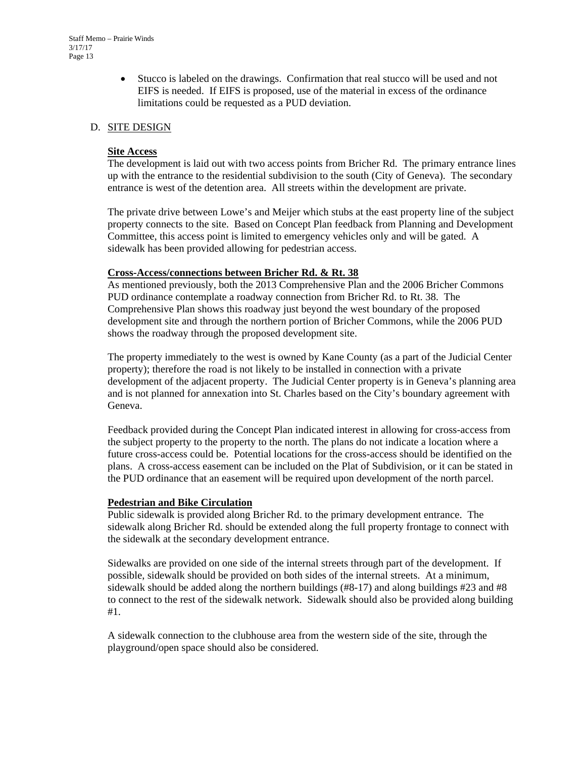- Stucco is labeled on the drawings. Confirmation that real stucco will be used and not EIFS is needed. If EIFS is proposed, use of the material in excess of the ordinance limitations could be requested as a PUD deviation.

## D. SITE DESIGN

### Site Access

The development is laid out with two access points from Bricher Rd. The primary entrance lines up with the entrance to the residential subdivision to the south (City of Geneva). The secondary entrance is west of the detention area. All streets within the development are private.

The private drive between Lowe's and Meijer which stubs at the east property line of the subject property connects to the site. Based on Concept Plan feedback from Planning and Development Committee, this access point is limited to emergency vehicles only and will be gated. A sidewalk has been provided allowing for pedestrian access.

### Cross-Access/connections between Bricher Rd. & Rt. 38

As mentioned previously, both the 2013 Comprehensive Plan and the 2006 Bricher Commons PUD ordinance contemplate a roadway connection from Bricher Rd. to Rt. 38. The Comprehensive Plan shows this roadway just beyond the west boundary of the proposed development site and through the northern portion of Bricher Commons, while the 2006 PUD shows the roadway through the proposed development site.

The property immediately to the west is owned by Kane County (as a part of the Judicial Center property); therefore the road is not likely to be installed in connection with a private development of the adjacent property. The Judicial Center property is in Geneva's planning area and is not planned for annexation into St. Charles based on the City's boundary agreement with Geneva.

Feedback provided during the Concept Plan indicated interest in allowing for cross-access from the subject property to the property to the north. The plans do not indicate a location where a future cross-access could be. Potential locations for the cross-access should be identified on the plans. A cross-access easement can be included on the Plat of Subdivision, or it can be stated in the PUD ordinance that an easement will be required upon development of the north parcel.

### Pedestrian and Bike Circulation

Public sidewalk is provided along Bricher Rd. to the primary development entrance. The sidewalk along Bricher Rd. should be extended along the full property frontage to connect with the sidewalk at the secondary development entrance.

Sidewalks are provided on one side of the internal streets through part of the development. If possible, sidewalk should be provided on both sides of the internal streets. At a minimum, sidewalk should be added along the northern buildings (#8-17) and along buildings #23 and #8 to connect to the rest of the sidewalk network. Sidewalk should also be provided along building #1.

A sidewalk connection to the clubhouse area from the western side of the site, through the playground/open space should also be considered.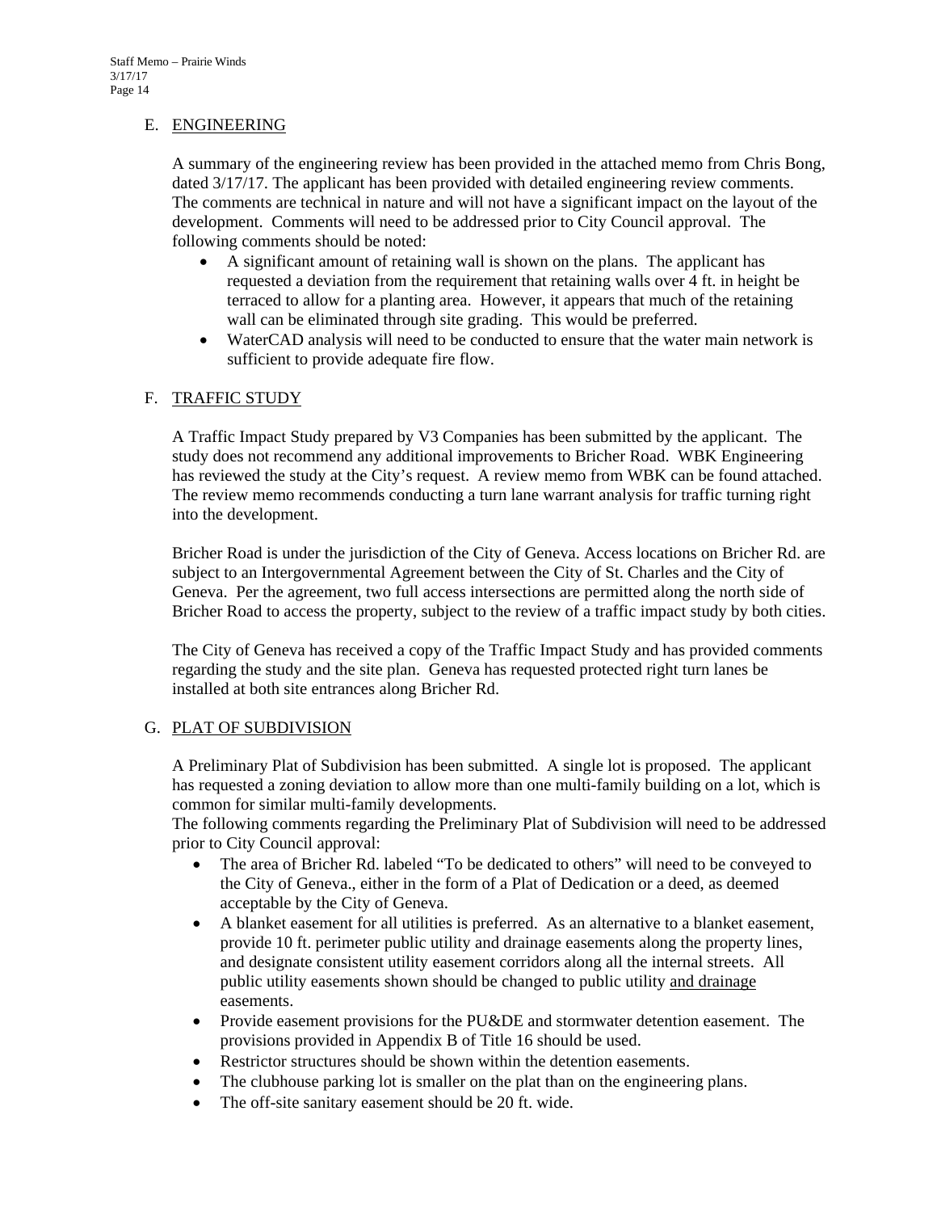## E. ENGINEERING

A summary of the engineering review has been provided in the attached memo from Chris Bong, dated 3/17/17. The applicant has been provided with detailed engineering review comments. The comments are technical in nature and will not have a significant impact on the layout of the development. Comments will need to be addressed prior to City Council approval. The following comments should be noted:

- A significant amount of retaining wall is shown on the plans. The applicant has requested a deviation from the requirement that retaining walls over 4 ft. in height be terraced to allow for a planting area. However, it appears that much of the retaining wall can be eliminated through site grading. This would be preferred.
- WaterCAD analysis will need to be conducted to ensure that the water main network is sufficient to provide adequate fire flow.

## F. TRAFFIC STUDY

A Traffic Impact Study prepared by V3 Companies has been submitted by the applicant. The study does not recommend any additional improvements to Bricher Road. WBK Engineering has reviewed the study at the City's request. A review memo from WBK can be found attached. The review memo recommends conducting a turn lane warrant analysis for traffic turning right into the development.

Bricher Road is under the jurisdiction of the City of Geneva. Access locations on Bricher Rd. are subject to an Intergovernmental Agreement between the City of St. Charles and the City of Geneva. Per the agreement, two full access intersections are permitted along the north side of Bricher Road to access the property, subject to the review of a traffic impact study by both cities.

The City of Geneva has received a copy of the Traffic Impact Study and has provided comments regarding the study and the site plan. Geneva has requested protected right turn lanes be installed at both site entrances along Bricher Rd.

## G. PLAT OF SUBDIVISION

A Preliminary Plat of Subdivision has been submitted. A single lot is proposed. The applicant has requested a zoning deviation to allow more than one multi-family building on a lot, which is common for similar multi-family developments.

The following comments regarding the Preliminary Plat of Subdivision will need to be addressed prior to City Council approval:

- The area of Bricher Rd. labeled "To be dedicated to others" will need to be conveyed to the City of Geneva., either in the form of a Plat of Dedication or a deed, as deemed acceptable by the City of Geneva.
- A blanket easement for all utilities is preferred. As an alternative to a blanket easement, provide 10 ft. perimeter public utility and drainage easements along the property lines, and designate consistent utility easement corridors along all the internal streets. All public utility easements shown should be changed to public utility <u>and drainage</u> easements.
- Provide easement provisions for the PU&DE and stormwater detention easement. The provisions provided in Appendix B of Title 16 should be used.
- Restrictor structures should be shown within the detention easements.
- The clubhouse parking lot is smaller on the plat than on the engineering plans.
- The off-site sanitary easement should be 20 ft. wide.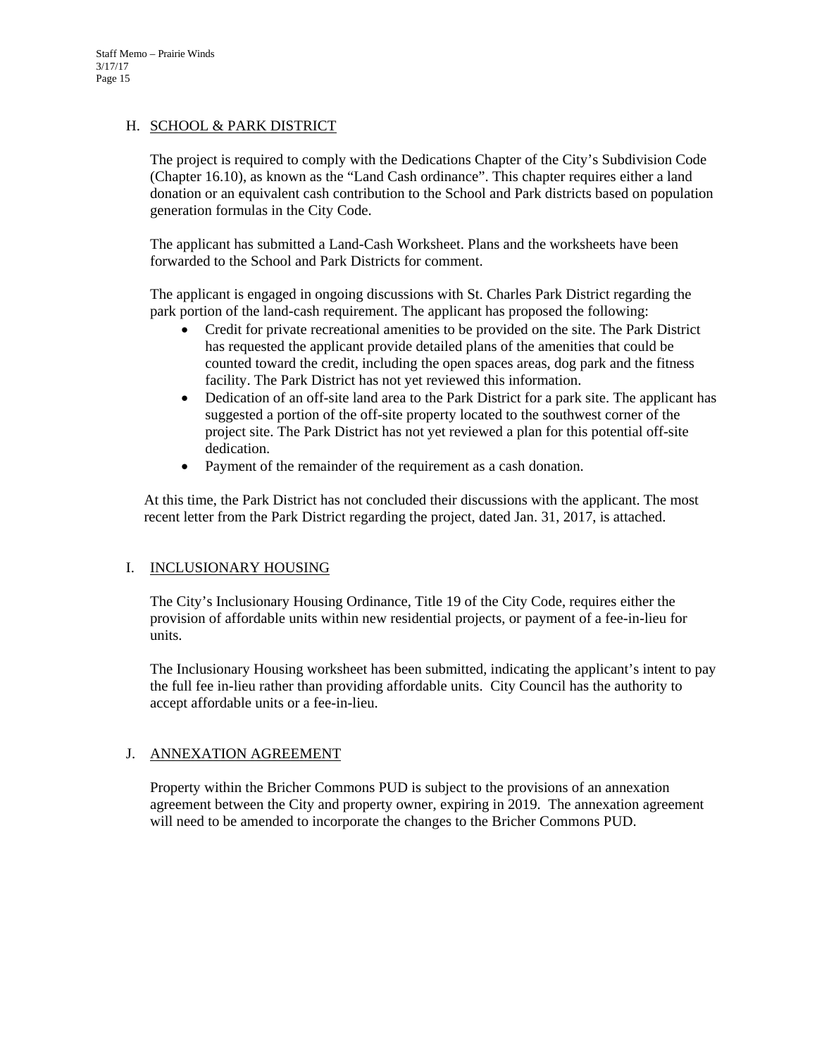## H. SCHOOL & PARK DISTRICT

The project is required to comply with the Dedications Chapter of the City's Subdivision Code (Chapter 16.10), as known as the "Land Cash ordinance". This chapter requires either a land donation or an equivalent cash contribution to the School and Park districts based on population generation formulas in the City Code.

The applicant has submitted a Land-Cash Worksheet. Plans and the worksheets have been forwarded to the School and Park Districts for comment.

The applicant is engaged in ongoing discussions with St. Charles Park District regarding the park portion of the land-cash requirement. The applicant has proposed the following:

- Credit for private recreational amenities to be provided on the site. The Park District has requested the applicant provide detailed plans of the amenities that could be counted toward the credit, including the open spaces areas, dog park and the fitness facility. The Park District has not yet reviewed this information.
- Dedication of an off-site land area to the Park District for a park site. The applicant has suggested a portion of the off-site property located to the southwest corner of the project site. The Park District has not yet reviewed a plan for this potential off-site dedication.
- Payment of the remainder of the requirement as a cash donation.

At this time, the Park District has not concluded their discussions with the applicant. The most recent letter from the Park District regarding the project, dated Jan. 31, 2017, is attached.

## I. INCLUSIONARY HOUSING

The City's Inclusionary Housing Ordinance, Title 19 of the City Code, requires either the provision of affordable units within new residential projects, or payment of a fee-in-lieu for units.

The Inclusionary Housing worksheet has been submitted, indicating the applicant's intent to pay the full fee in-lieu rather than providing affordable units. City Council has the authority to accept affordable units or a fee-in-lieu.

## J. ANNEXATION AGREEMENT

Property within the Bricher Commons PUD is subject to the provisions of an annexation agreement between the City and property owner, expiring in 2019. The annexation agreement will need to be amended to incorporate the changes to the Bricher Commons PUD.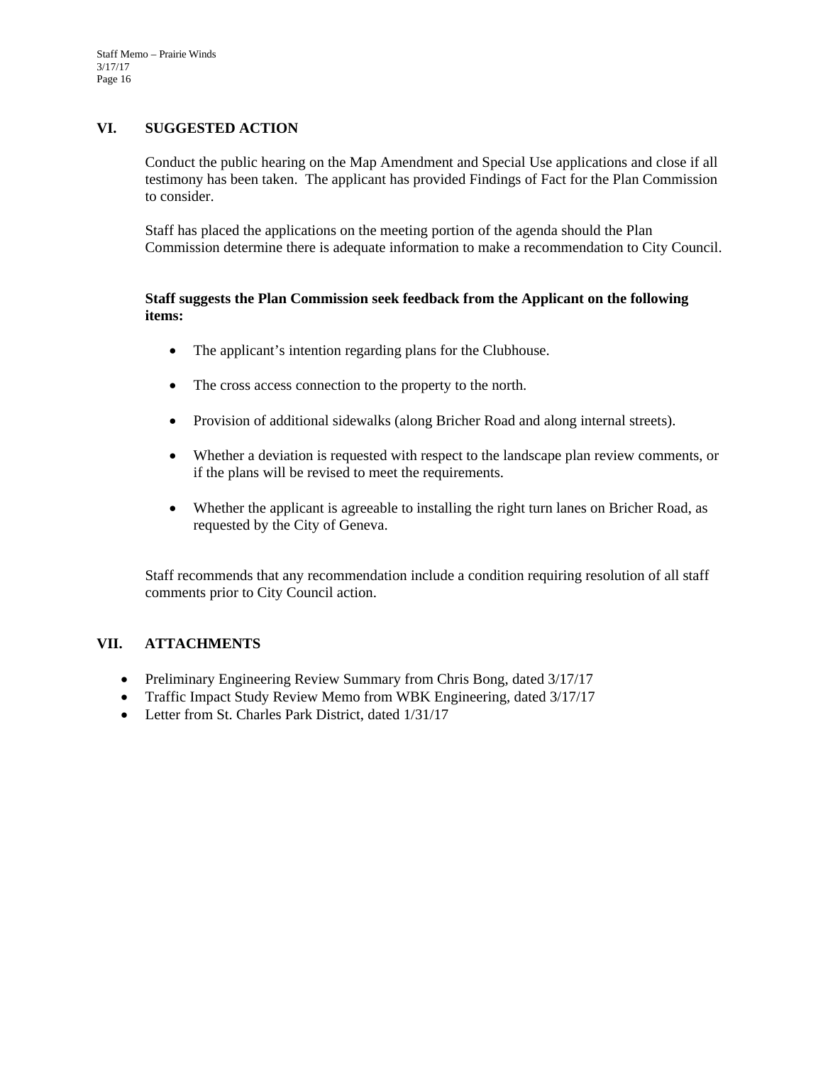## VI. SUGGESTED ACTION

Conduct the public hearing on the Map Amendment and Special Use applications and close if all testimony has been taken. The applicant has provided Findings of Fact for the Plan Commission to consider.

Staff has placed the applications on the meeting portion of the agenda should the Plan Commission determine there is adequate information to make a recommendation to City Council.

**Staff suggests the Plan Commission seek feedback from the Applicant on the following items:**

- The applicant's intention regarding plans for the Clubhouse.
- The cross access connection to the property to the north.
- Provision of additional sidewalks (along Bricher Road and along internal streets).
- Whether a deviation is requested with respect to the landscape plan review comments, or if the plans will be revised to meet the requirements.
- Whether the applicant is agreeable to installing the right turn lanes on Bricher Road, as requested by the City of Geneva.

Staff recommends that any recommendation include a condition requiring resolution of all staff comments prior to City Council action.

## VII. ATTACHMENTS

- Preliminary Engineering Review Summary from Chris Bong, dated 3/17/17
- Traffic Impact Study Review Memo from WBK Engineering, dated 3/17/17
- Letter from St. Charles Park District, dated 1/31/17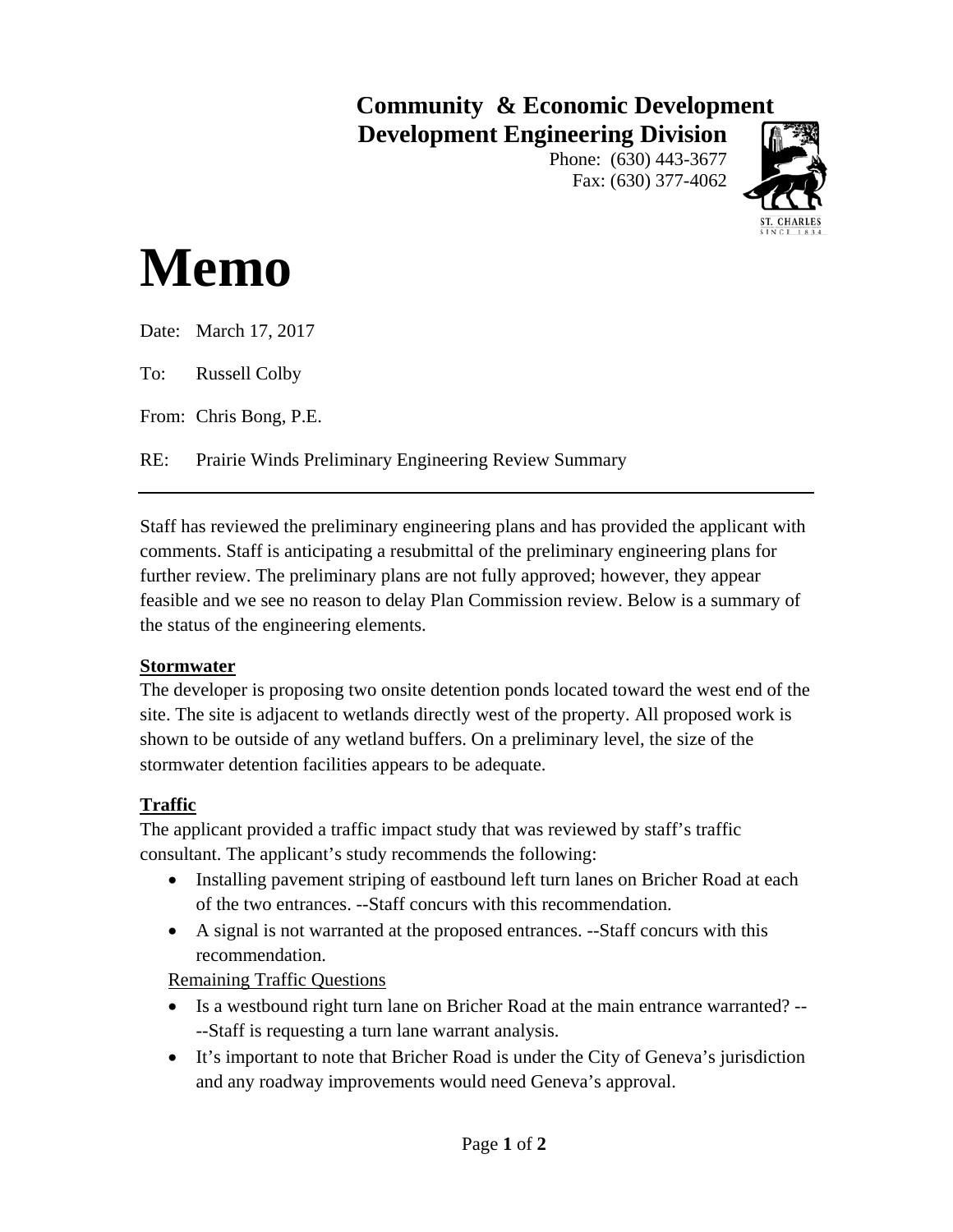**Community & Economic Development**
**Development Engineering Division**
Phone: (630) 443-3677
Fax: (630) 377-4062

# Memo

Date: March 17, 2017

To: Russell Colby

From: Chris Bong, P.E.

RE: Prairie Winds Preliminary Engineering Review Summary

---

Staff has reviewed the preliminary engineering plans and has provided the applicant with comments. Staff is anticipating a resubmittal of the preliminary engineering plans for further review. The preliminary plans are not fully approved; however, they appear feasible and we see no reason to delay Plan Commission review. Below is a summary of the status of the engineering elements.

**Stormwater**

The developer is proposing two onsite detention ponds located toward the west end of the site. The site is adjacent to wetlands directly west of the property. All proposed work is shown to be outside of any wetland buffers. On a preliminary level, the size of the stormwater detention facilities appears to be adequate.

**Traffic**

The applicant provided a traffic impact study that was reviewed by staff's traffic consultant. The applicant's study recommends the following:

- Installing pavement striping of eastbound left turn lanes on Bricher Road at each of the two entrances. --Staff concurs with this recommendation.
- A signal is not warranted at the proposed entrances. --Staff concurs with this recommendation.

Remaining Traffic Questions

- Is a westbound right turn lane on Bricher Road at the main entrance warranted? ----Staff is requesting a turn lane warrant analysis.
- It's important to note that Bricher Road is under the City of Geneva's jurisdiction and any roadway improvements would need Geneva's approval.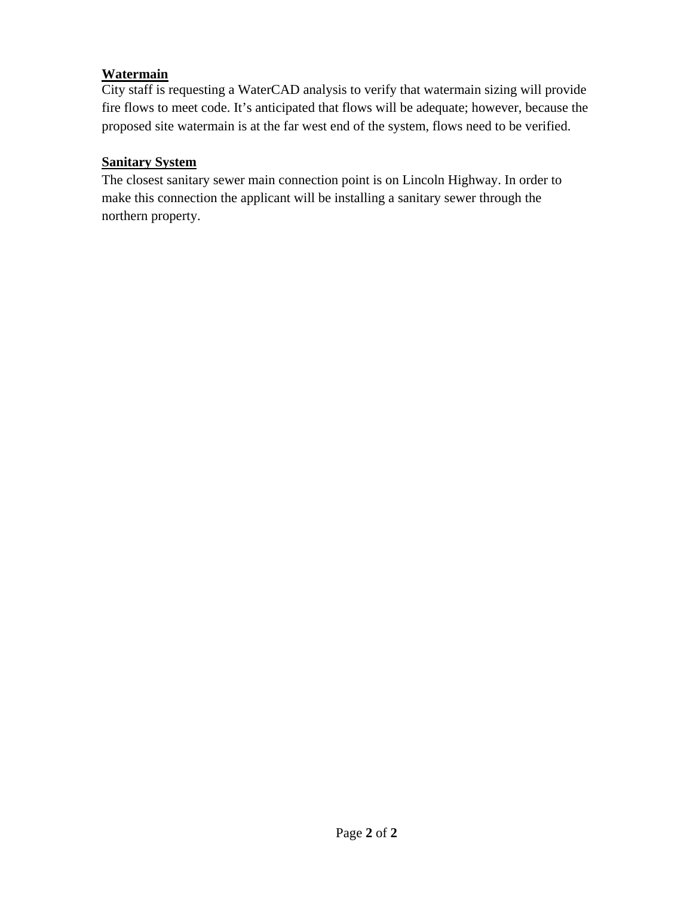**Watermain**

City staff is requesting a WaterCAD analysis to verify that watermain sizing will provide fire flows to meet code. It's anticipated that flows will be adequate; however, because the proposed site watermain is at the far west end of the system, flows need to be verified.

**Sanitary System**

The closest sanitary sewer main connection point is on Lincoln Highway. In order to make this connection the applicant will be installing a sanitary sewer through the northern property.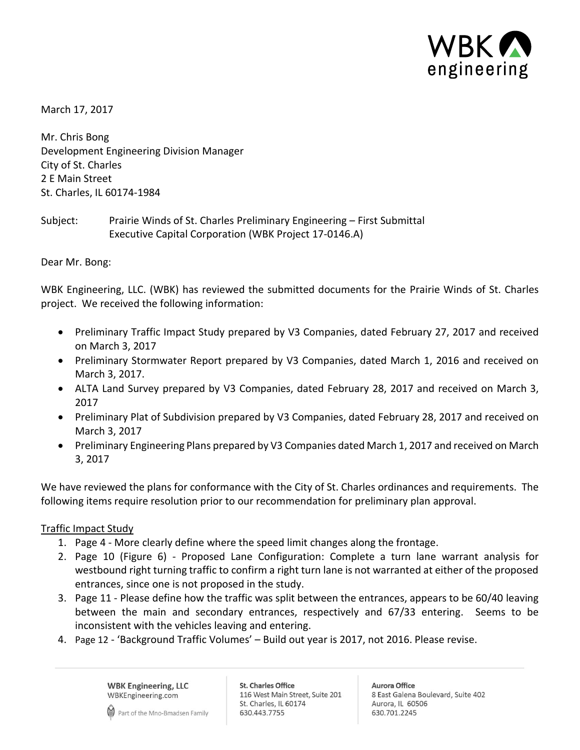WBK engineering

March 17, 2017

Mr. Chris Bong
Development Engineering Division Manager
City of St. Charles
2 E Main Street
St. Charles, IL 60174-1984

Subject: Prairie Winds of St. Charles Preliminary Engineering – First Submittal
Executive Capital Corporation (WBK Project 17-0146.A)

Dear Mr. Bong:

WBK Engineering, LLC. (WBK) has reviewed the submitted documents for the Prairie Winds of St. Charles project. We received the following information:

- Preliminary Traffic Impact Study prepared by V3 Companies, dated February 27, 2017 and received on March 3, 2017
- Preliminary Stormwater Report prepared by V3 Companies, dated March 1, 2016 and received on March 3, 2017.
- ALTA Land Survey prepared by V3 Companies, dated February 28, 2017 and received on March 3, 2017
- Preliminary Plat of Subdivision prepared by V3 Companies, dated February 28, 2017 and received on March 3, 2017
- Preliminary Engineering Plans prepared by V3 Companies dated March 1, 2017 and received on March 3, 2017

We have reviewed the plans for conformance with the City of St. Charles ordinances and requirements. The following items require resolution prior to our recommendation for preliminary plan approval.

<u>Traffic Impact Study</u>

1. Page 4 - More clearly define where the speed limit changes along the frontage.
2. Page 10 (Figure 6) - Proposed Lane Configuration: Complete a turn lane warrant analysis for westbound right turning traffic to confirm a right turn lane is not warranted at either of the proposed entrances, since one is not proposed in the study.
3. Page 11 - Please define how the traffic was split between the entrances, appears to be 60/40 leaving between the main and secondary entrances, respectively and 67/33 entering. Seems to be inconsistent with the vehicles leaving and entering.
4. Page 12 - 'Background Traffic Volumes' – Build out year is 2017, not 2016. Please revise.

WBK Engineering, LLC
WBKEngineering.com
Part of the Mno-Bmadsen Family

St. Charles Office
116 West Main Street, Suite 201
St. Charles, IL 60174
630.443.7755

Aurora Office
8 East Galena Boulevard, Suite 402
Aurora, IL 60506
630.701.2245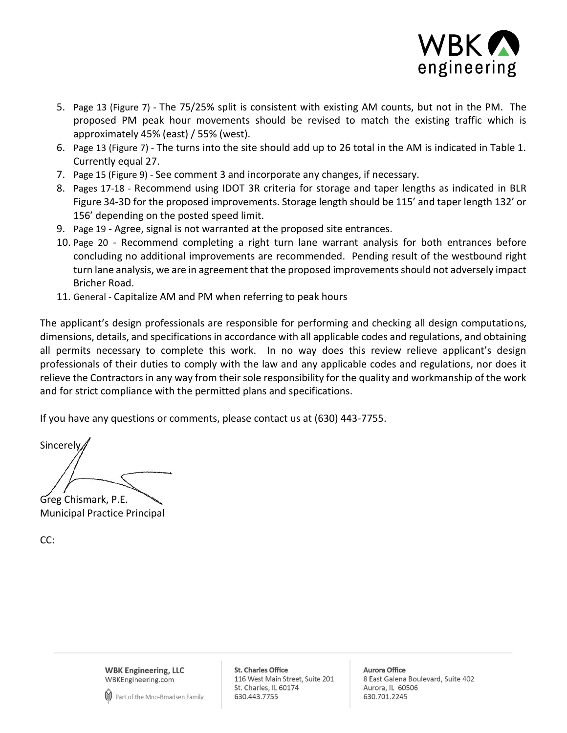5. Page 13 (Figure 7) - The 75/25% split is consistent with existing AM counts, but not in the PM. The proposed PM peak hour movements should be revised to match the existing traffic which is approximately 45% (east) / 55% (west).
6. Page 13 (Figure 7) - The turns into the site should add up to 26 total in the AM is indicated in Table 1. Currently equal 27.
7. Page 15 (Figure 9) - See comment 3 and incorporate any changes, if necessary.
8. Pages 17-18 - Recommend using IDOT 3R criteria for storage and taper lengths as indicated in BLR Figure 34-3D for the proposed improvements. Storage length should be 115' and taper length 132' or 156' depending on the posted speed limit.
9. Page 19 - Agree, signal is not warranted at the proposed site entrances.
10. Page 20 - Recommend completing a right turn lane warrant analysis for both entrances before concluding no additional improvements are recommended. Pending result of the westbound right turn lane analysis, we are in agreement that the proposed improvements should not adversely impact Bricher Road.
11. General - Capitalize AM and PM when referring to peak hours

The applicant's design professionals are responsible for performing and checking all design computations, dimensions, details, and specifications in accordance with all applicable codes and regulations, and obtaining all permits necessary to complete this work. In no way does this review relieve applicant's design professionals of their duties to comply with the law and any applicable codes and regulations, nor does it relieve the Contractors in any way from their sole responsibility for the quality and workmanship of the work and for strict compliance with the permitted plans and specifications.

If you have any questions or comments, please contact us at (630) 443-7755.

Sincerely,

Greg Chismark, P.E.
Municipal Practice Principal

CC: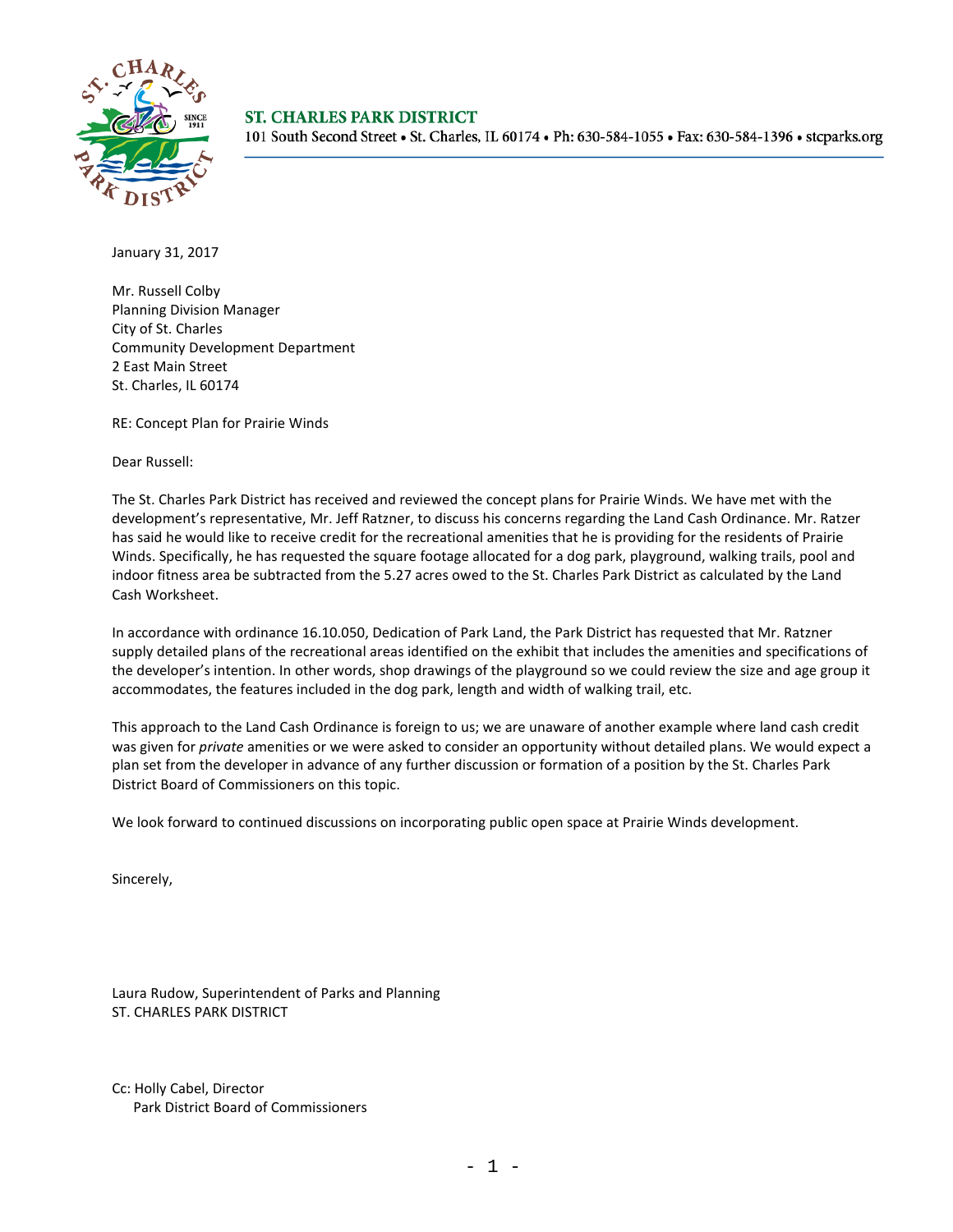**ST. CHARLES PARK DISTRICT**
101 South Second Street • St. Charles, IL 60174 • Ph: 630-584-1055 • Fax: 630-584-1396 • stcparks.org

January 31, 2017

Mr. Russell Colby
Planning Division Manager
City of St. Charles
Community Development Department
2 East Main Street
St. Charles, IL 60174

RE: Concept Plan for Prairie Winds

Dear Russell:

The St. Charles Park District has received and reviewed the concept plans for Prairie Winds. We have met with the development's representative, Mr. Jeff Ratzner, to discuss his concerns regarding the Land Cash Ordinance. Mr. Ratzer has said he would like to receive credit for the recreational amenities that he is providing for the residents of Prairie Winds. Specifically, he has requested the square footage allocated for a dog park, playground, walking trails, pool and indoor fitness area be subtracted from the 5.27 acres owed to the St. Charles Park District as calculated by the Land Cash Worksheet.

In accordance with ordinance 16.10.050, Dedication of Park Land, the Park District has requested that Mr. Ratzner supply detailed plans of the recreational areas identified on the exhibit that includes the amenities and specifications of the developer's intention. In other words, shop drawings of the playground so we could review the size and age group it accommodates, the features included in the dog park, length and width of walking trail, etc.

This approach to the Land Cash Ordinance is foreign to us; we are unaware of another example where land cash credit was given for *private* amenities or we were asked to consider an opportunity without detailed plans. We would expect a plan set from the developer in advance of any further discussion or formation of a position by the St. Charles Park District Board of Commissioners on this topic.

We look forward to continued discussions on incorporating public open space at Prairie Winds development.

Sincerely,

Laura Rudow, Superintendent of Parks and Planning
ST. CHARLES PARK DISTRICT

Cc: Holly Cabel, Director
Park District Board of Commissioners